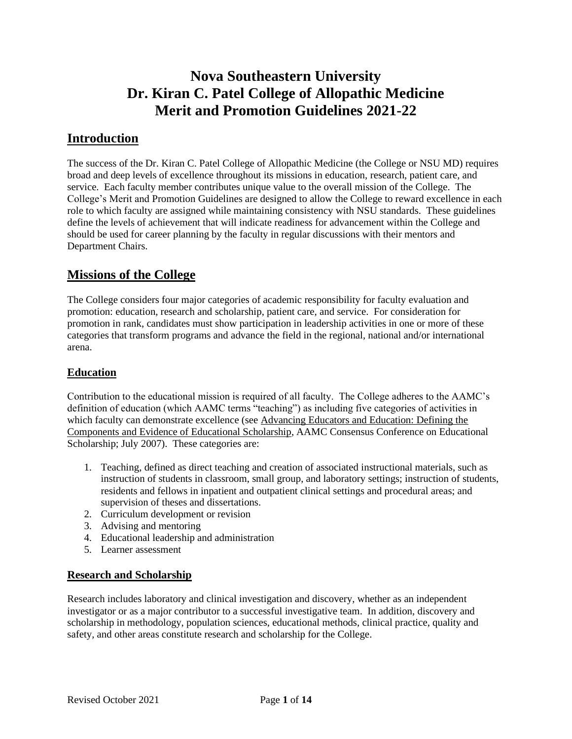# Nova Southeastern University Dr. Kiran C. Patel College of Allopathic Medicine Merit and Promotion Guidelines 2021-22

## Introduction

The success of the Dr. Kiran C. Patel College of Allopathic Medicine (the College or NSU MD) requires broad and deep levels of excellence throughout its missions in education, research, patient care, and service. Each faculty member contributes unique value to the overall mission of the College. The College's Merit and Promotion Guidelines are designed to allow the College to reward excellence in each role to which faculty are assigned while maintaining consistency with NSU standards. These guidelines define the levels of achievement that will indicate readiness for advancement within the College and should be used for career planning by the faculty in regular discussions with their mentors and Department Chairs.

## Missions of the College

The College considers four major categories of academic responsibility for faculty evaluation and promotion: education, research and scholarship, patient care, and service. For consideration for promotion in rank, candidates must show participation in leadership activities in one or more of these categories that transform programs and advance the field in the regional, national and/or international arena.

### Education

Contribution to the educational mission is required of all faculty. The College adheres to the AAMC's definition of education (which AAMC terms "teaching") as including five categories of activities in which faculty can demonstrate excellence (see Advancing Educators and Education: Defining the Components and Evidence of Educational Scholarship, AAMC Consensus Conference on Educational Scholarship; July 2007). These categories are:

1. Teaching, defined as direct teaching and creation of associated instructional materials, such as instruction of students in classroom, small group, and laboratory settings; instruction of students, residents and fellows in inpatient and outpatient clinical settings and procedural areas; and supervision of theses and dissertations.
2. Curriculum development or revision
3. Advising and mentoring
4. Educational leadership and administration
5. Learner assessment

### Research and Scholarship

Research includes laboratory and clinical investigation and discovery, whether as an independent investigator or as a major contributor to a successful investigative team. In addition, discovery and scholarship in methodology, population sciences, educational methods, clinical practice, quality and safety, and other areas constitute research and scholarship for the College.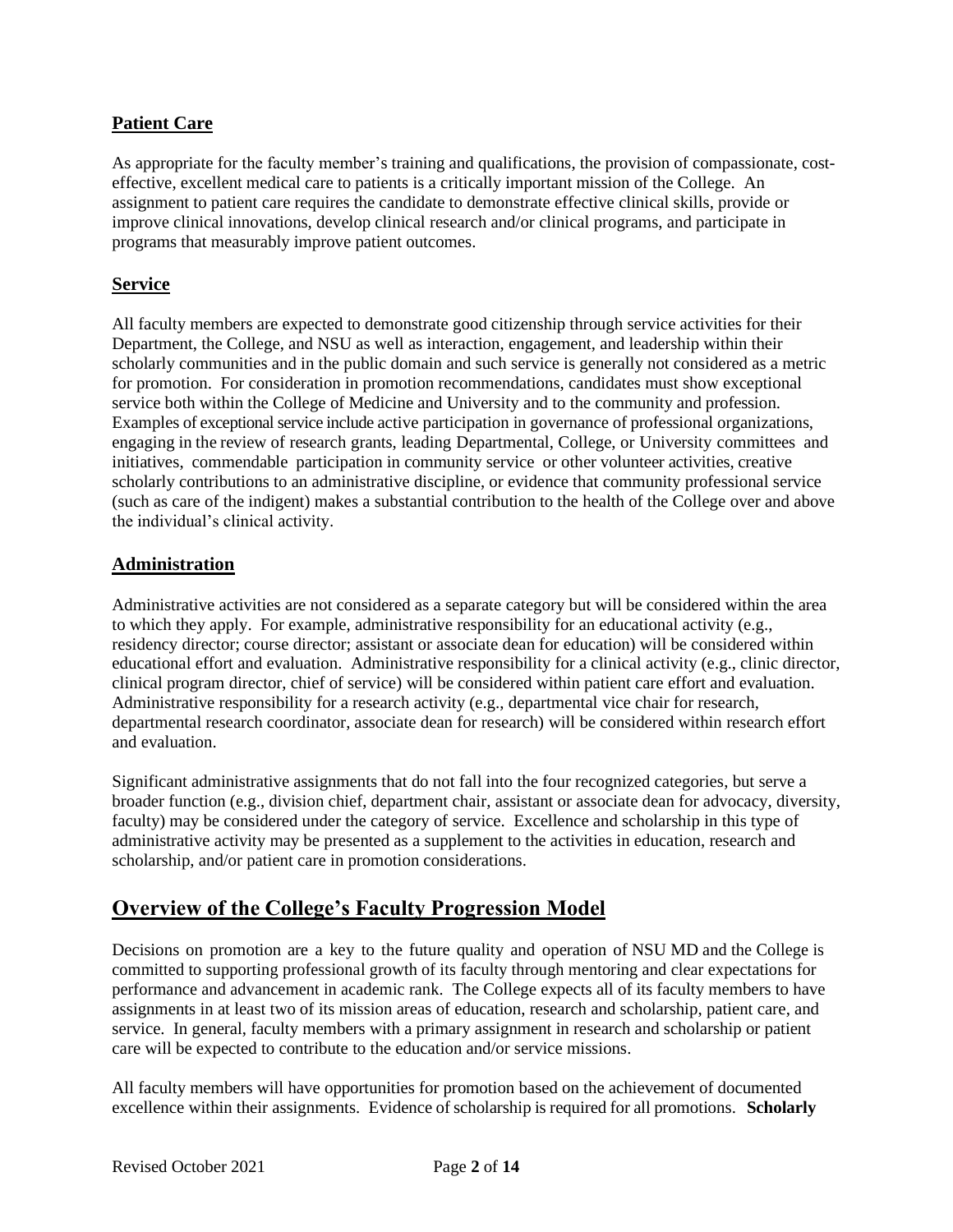## Patient Care

As appropriate for the faculty member's training and qualifications, the provision of compassionate, cost-effective, excellent medical care to patients is a critically important mission of the College. An assignment to patient care requires the candidate to demonstrate effective clinical skills, provide or improve clinical innovations, develop clinical research and/or clinical programs, and participate in programs that measurably improve patient outcomes.

## Service

All faculty members are expected to demonstrate good citizenship through service activities for their Department, the College, and NSU as well as interaction, engagement, and leadership within their scholarly communities and in the public domain and such service is generally not considered as a metric for promotion. For consideration in promotion recommendations, candidates must show exceptional service both within the College of Medicine and University and to the community and profession. Examples of exceptional service include active participation in governance of professional organizations, engaging in the review of research grants, leading Departmental, College, or University committees and initiatives, commendable participation in community service or other volunteer activities, creative scholarly contributions to an administrative discipline, or evidence that community professional service (such as care of the indigent) makes a substantial contribution to the health of the College over and above the individual's clinical activity.

## Administration

Administrative activities are not considered as a separate category but will be considered within the area to which they apply. For example, administrative responsibility for an educational activity (e.g., residency director; course director; assistant or associate dean for education) will be considered within educational effort and evaluation. Administrative responsibility for a clinical activity (e.g., clinic director, clinical program director, chief of service) will be considered within patient care effort and evaluation. Administrative responsibility for a research activity (e.g., departmental vice chair for research, departmental research coordinator, associate dean for research) will be considered within research effort and evaluation.

Significant administrative assignments that do not fall into the four recognized categories, but serve a broader function (e.g., division chief, department chair, assistant or associate dean for advocacy, diversity, faculty) may be considered under the category of service. Excellence and scholarship in this type of administrative activity may be presented as a supplement to the activities in education, research and scholarship, and/or patient care in promotion considerations.

# Overview of the College's Faculty Progression Model

Decisions on promotion are a key to the future quality and operation of NSU MD and the College is committed to supporting professional growth of its faculty through mentoring and clear expectations for performance and advancement in academic rank. The College expects all of its faculty members to have assignments in at least two of its mission areas of education, research and scholarship, patient care, and service. In general, faculty members with a primary assignment in research and scholarship or patient care will be expected to contribute to the education and/or service missions.

All faculty members will have opportunities for promotion based on the achievement of documented excellence within their assignments. Evidence of scholarship is required for all promotions. **Scholarly**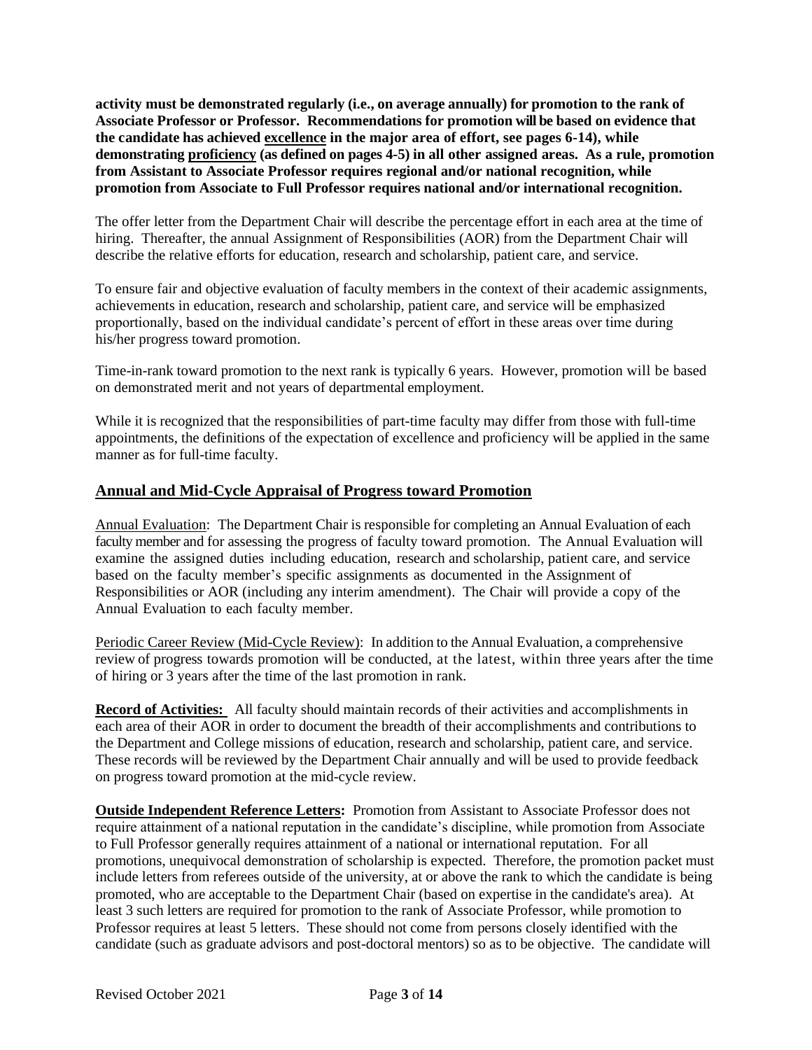**activity must be demonstrated regularly (i.e., on average annually) for promotion to the rank of Associate Professor or Professor. Recommendations for promotion will be based on evidence that the candidate has achieved <u>excellence</u> in the major area of effort, see pages 6-14), while demonstrating <u>proficiency</u> (as defined on pages 4-5) in all other assigned areas. As a rule, promotion from Assistant to Associate Professor requires regional and/or national recognition, while promotion from Associate to Full Professor requires national and/or international recognition.**

The offer letter from the Department Chair will describe the percentage effort in each area at the time of hiring. Thereafter, the annual Assignment of Responsibilities (AOR) from the Department Chair will describe the relative efforts for education, research and scholarship, patient care, and service.

To ensure fair and objective evaluation of faculty members in the context of their academic assignments, achievements in education, research and scholarship, patient care, and service will be emphasized proportionally, based on the individual candidate's percent of effort in these areas over time during his/her progress toward promotion.

Time-in-rank toward promotion to the next rank is typically 6 years. However, promotion will be based on demonstrated merit and not years of departmental employment.

While it is recognized that the responsibilities of part-time faculty may differ from those with full-time appointments, the definitions of the expectation of excellence and proficiency will be applied in the same manner as for full-time faculty.

## Annual and Mid-Cycle Appraisal of Progress toward Promotion

<u>Annual Evaluation</u>: The Department Chair is responsible for completing an Annual Evaluation of each faculty member and for assessing the progress of faculty toward promotion. The Annual Evaluation will examine the assigned duties including education, research and scholarship, patient care, and service based on the faculty member's specific assignments as documented in the Assignment of Responsibilities or AOR (including any interim amendment). The Chair will provide a copy of the Annual Evaluation to each faculty member.

<u>Periodic Career Review (Mid-Cycle Review)</u>: In addition to the Annual Evaluation, a comprehensive review of progress towards promotion will be conducted, at the latest, within three years after the time of hiring or 3 years after the time of the last promotion in rank.

**<u>Record of Activities:</u>** All faculty should maintain records of their activities and accomplishments in each area of their AOR in order to document the breadth of their accomplishments and contributions to the Department and College missions of education, research and scholarship, patient care, and service. These records will be reviewed by the Department Chair annually and will be used to provide feedback on progress toward promotion at the mid-cycle review.

**<u>Outside Independent Reference Letters:</u>** Promotion from Assistant to Associate Professor does not require attainment of a national reputation in the candidate's discipline, while promotion from Associate to Full Professor generally requires attainment of a national or international reputation. For all promotions, unequivocal demonstration of scholarship is expected. Therefore, the promotion packet must include letters from referees outside of the university, at or above the rank to which the candidate is being promoted, who are acceptable to the Department Chair (based on expertise in the candidate's area). At least 3 such letters are required for promotion to the rank of Associate Professor, while promotion to Professor requires at least 5 letters. These should not come from persons closely identified with the candidate (such as graduate advisors and post-doctoral mentors) so as to be objective. The candidate will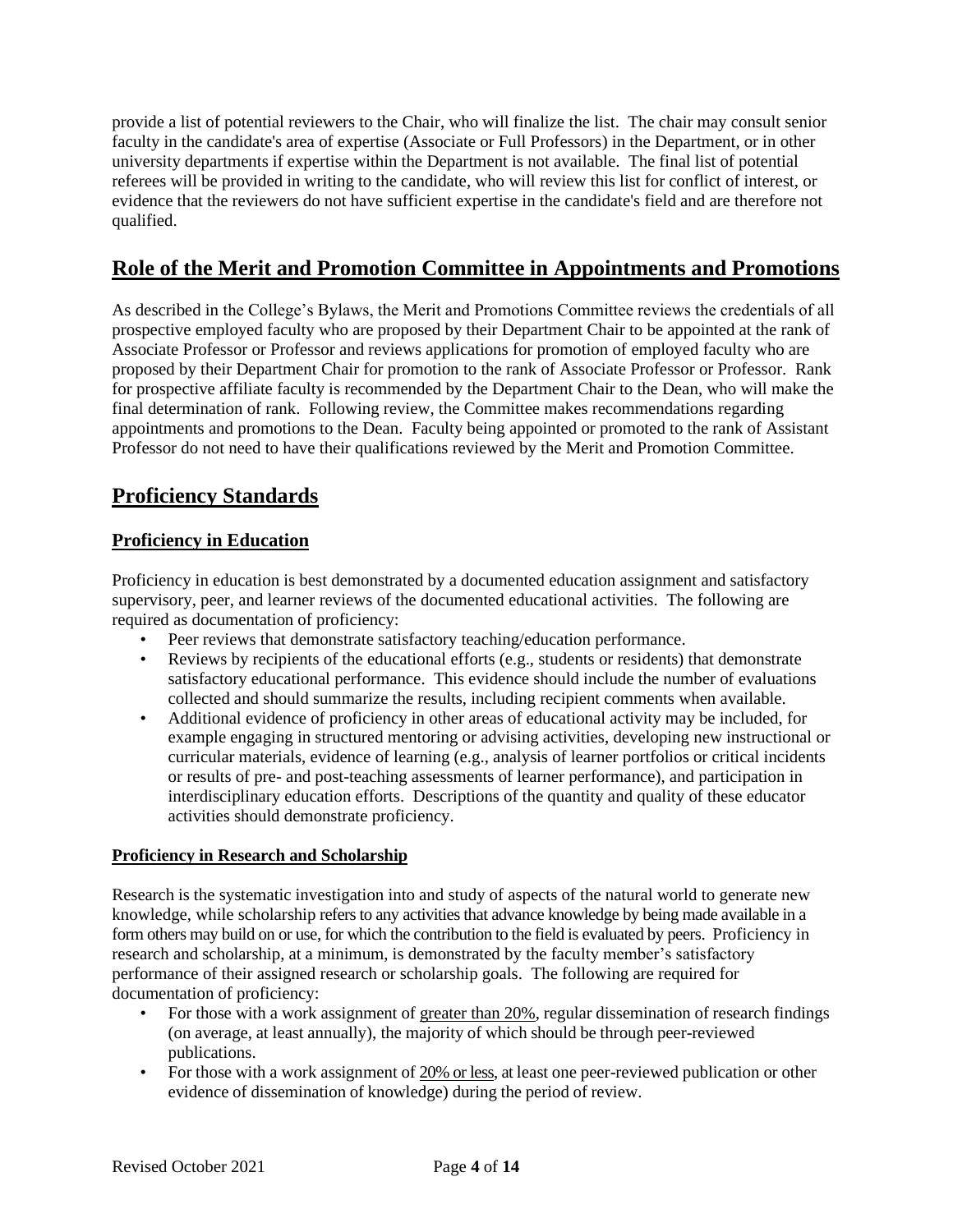provide a list of potential reviewers to the Chair, who will finalize the list. The chair may consult senior faculty in the candidate's area of expertise (Associate or Full Professors) in the Department, or in other university departments if expertise within the Department is not available. The final list of potential referees will be provided in writing to the candidate, who will review this list for conflict of interest, or evidence that the reviewers do not have sufficient expertise in the candidate's field and are therefore not qualified.

## Role of the Merit and Promotion Committee in Appointments and Promotions

As described in the College's Bylaws, the Merit and Promotions Committee reviews the credentials of all prospective employed faculty who are proposed by their Department Chair to be appointed at the rank of Associate Professor or Professor and reviews applications for promotion of employed faculty who are proposed by their Department Chair for promotion to the rank of Associate Professor or Professor. Rank for prospective affiliate faculty is recommended by the Department Chair to the Dean, who will make the final determination of rank. Following review, the Committee makes recommendations regarding appointments and promotions to the Dean. Faculty being appointed or promoted to the rank of Assistant Professor do not need to have their qualifications reviewed by the Merit and Promotion Committee.

## Proficiency Standards

### Proficiency in Education

Proficiency in education is best demonstrated by a documented education assignment and satisfactory supervisory, peer, and learner reviews of the documented educational activities. The following are required as documentation of proficiency:

- Peer reviews that demonstrate satisfactory teaching/education performance.
- Reviews by recipients of the educational efforts (e.g., students or residents) that demonstrate satisfactory educational performance. This evidence should include the number of evaluations collected and should summarize the results, including recipient comments when available.
- Additional evidence of proficiency in other areas of educational activity may be included, for example engaging in structured mentoring or advising activities, developing new instructional or curricular materials, evidence of learning (e.g., analysis of learner portfolios or critical incidents or results of pre- and post-teaching assessments of learner performance), and participation in interdisciplinary education efforts. Descriptions of the quantity and quality of these educator activities should demonstrate proficiency.

#### Proficiency in Research and Scholarship

Research is the systematic investigation into and study of aspects of the natural world to generate new knowledge, while scholarship refers to any activities that advance knowledge by being made available in a form others may build on or use, for which the contribution to the field is evaluated by peers. Proficiency in research and scholarship, at a minimum, is demonstrated by the faculty member's satisfactory performance of their assigned research or scholarship goals. The following are required for documentation of proficiency:

- For those with a work assignment of greater than 20%, regular dissemination of research findings (on average, at least annually), the majority of which should be through peer-reviewed publications.
- For those with a work assignment of 20% or less, at least one peer-reviewed publication or other evidence of dissemination of knowledge) during the period of review.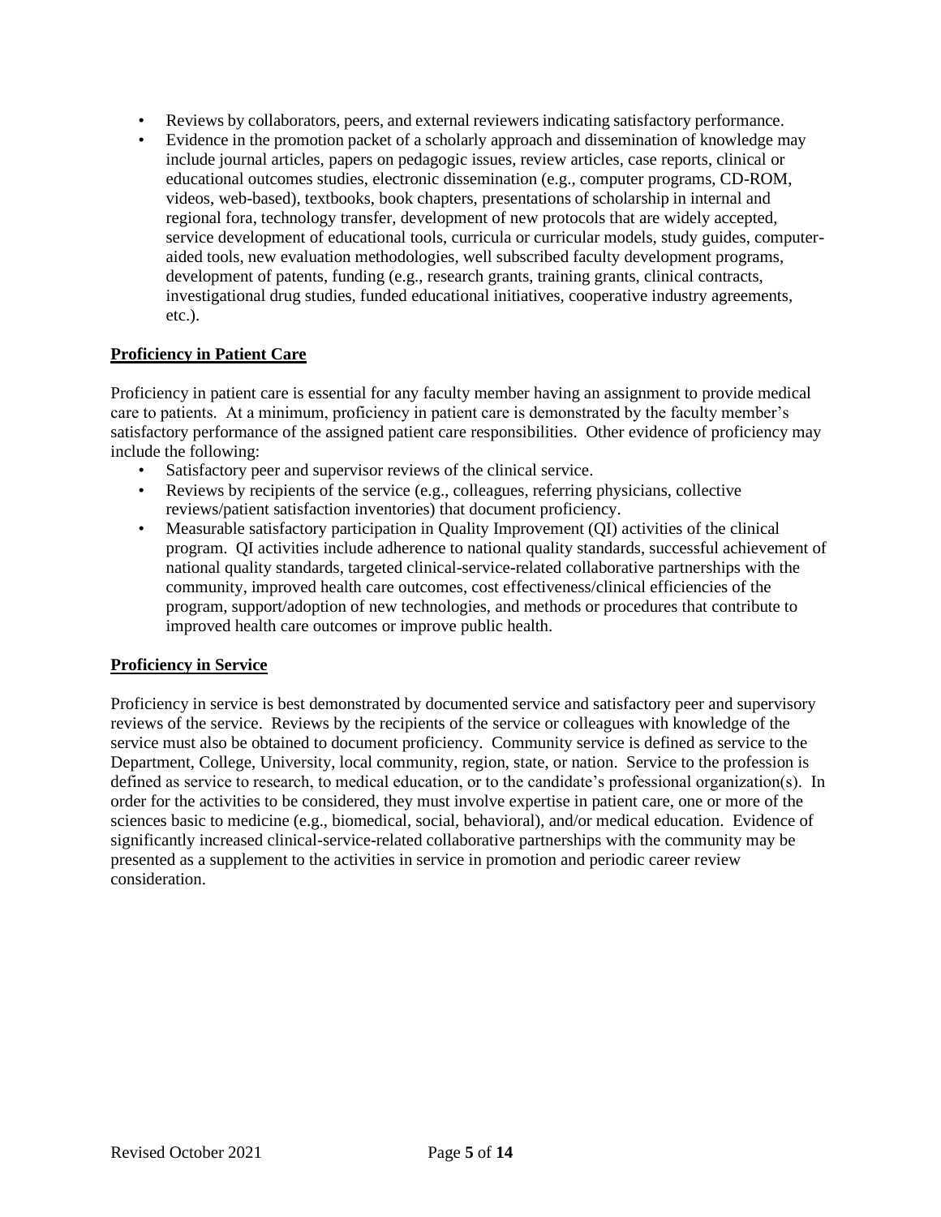- Reviews by collaborators, peers, and external reviewers indicating satisfactory performance.
- Evidence in the promotion packet of a scholarly approach and dissemination of knowledge may include journal articles, papers on pedagogic issues, review articles, case reports, clinical or educational outcomes studies, electronic dissemination (e.g., computer programs, CD-ROM, videos, web-based), textbooks, book chapters, presentations of scholarship in internal and regional fora, technology transfer, development of new protocols that are widely accepted, service development of educational tools, curricula or curricular models, study guides, computer-aided tools, new evaluation methodologies, well subscribed faculty development programs, development of patents, funding (e.g., research grants, training grants, clinical contracts, investigational drug studies, funded educational initiatives, cooperative industry agreements, etc.).

**Proficiency in Patient Care**

Proficiency in patient care is essential for any faculty member having an assignment to provide medical care to patients. At a minimum, proficiency in patient care is demonstrated by the faculty member's satisfactory performance of the assigned patient care responsibilities. Other evidence of proficiency may include the following:

- Satisfactory peer and supervisor reviews of the clinical service.
- Reviews by recipients of the service (e.g., colleagues, referring physicians, collective reviews/patient satisfaction inventories) that document proficiency.
- Measurable satisfactory participation in Quality Improvement (QI) activities of the clinical program. QI activities include adherence to national quality standards, successful achievement of national quality standards, targeted clinical-service-related collaborative partnerships with the community, improved health care outcomes, cost effectiveness/clinical efficiencies of the program, support/adoption of new technologies, and methods or procedures that contribute to improved health care outcomes or improve public health.

**Proficiency in Service**

Proficiency in service is best demonstrated by documented service and satisfactory peer and supervisory reviews of the service. Reviews by the recipients of the service or colleagues with knowledge of the service must also be obtained to document proficiency. Community service is defined as service to the Department, College, University, local community, region, state, or nation. Service to the profession is defined as service to research, to medical education, or to the candidate's professional organization(s). In order for the activities to be considered, they must involve expertise in patient care, one or more of the sciences basic to medicine (e.g., biomedical, social, behavioral), and/or medical education. Evidence of significantly increased clinical-service-related collaborative partnerships with the community may be presented as a supplement to the activities in service in promotion and periodic career review consideration.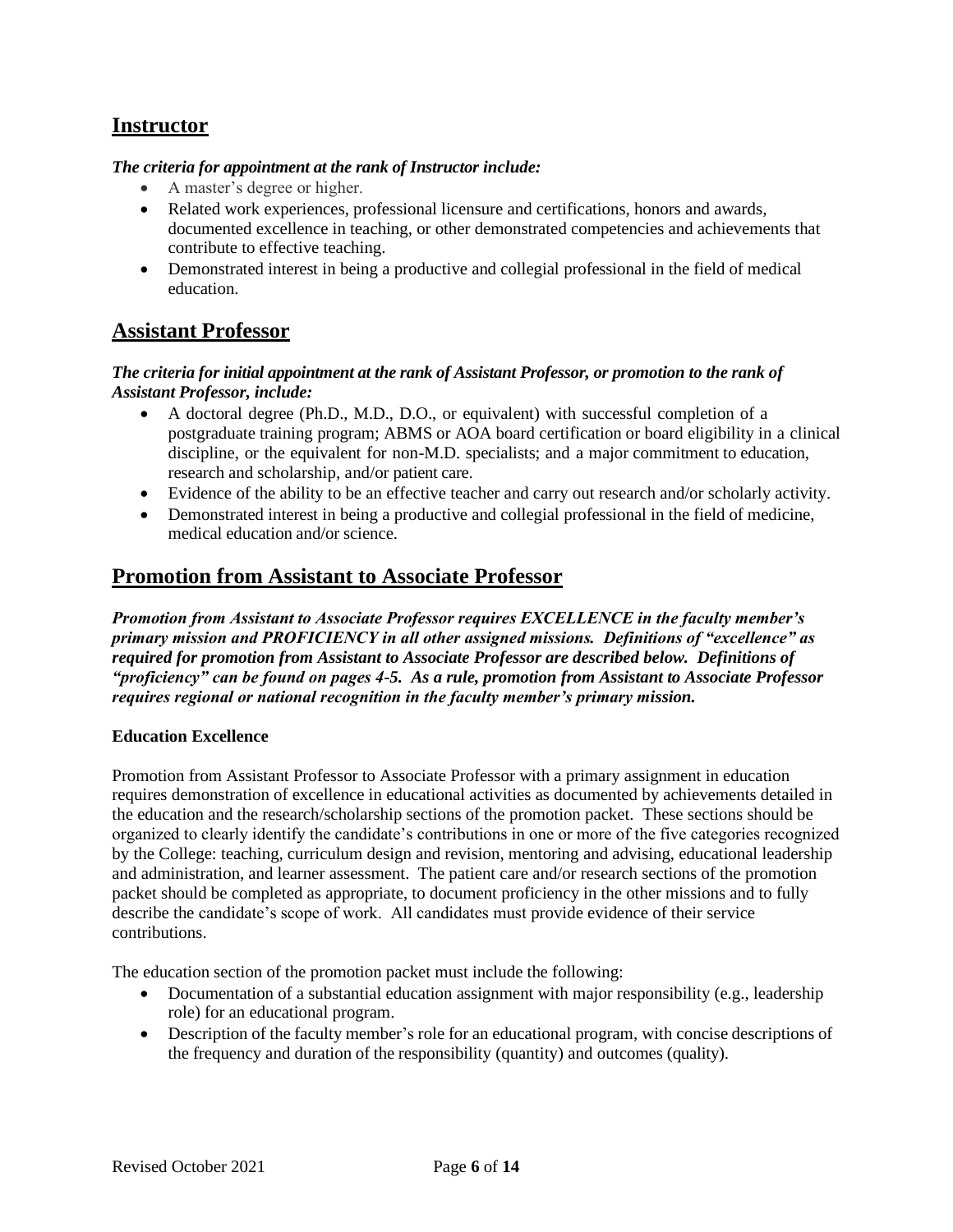## Instructor

***The criteria for appointment at the rank of Instructor include:***

- A master's degree or higher.
- Related work experiences, professional licensure and certifications, honors and awards, documented excellence in teaching, or other demonstrated competencies and achievements that contribute to effective teaching.
- Demonstrated interest in being a productive and collegial professional in the field of medical education.

## Assistant Professor

***The criteria for initial appointment at the rank of Assistant Professor, or promotion to the rank of Assistant Professor, include:***

- A doctoral degree (Ph.D., M.D., D.O., or equivalent) with successful completion of a postgraduate training program; ABMS or AOA board certification or board eligibility in a clinical discipline, or the equivalent for non-M.D. specialists; and a major commitment to education, research and scholarship, and/or patient care.
- Evidence of the ability to be an effective teacher and carry out research and/or scholarly activity.
- Demonstrated interest in being a productive and collegial professional in the field of medicine, medical education and/or science.

## Promotion from Assistant to Associate Professor

***Promotion from Assistant to Associate Professor requires EXCELLENCE in the faculty member's primary mission and PROFICIENCY in all other assigned missions. Definitions of "excellence" as required for promotion from Assistant to Associate Professor are described below. Definitions of "proficiency" can be found on pages 4-5. As a rule, promotion from Assistant to Associate Professor requires regional or national recognition in the faculty member's primary mission.***

**Education Excellence**

Promotion from Assistant Professor to Associate Professor with a primary assignment in education requires demonstration of excellence in educational activities as documented by achievements detailed in the education and the research/scholarship sections of the promotion packet. These sections should be organized to clearly identify the candidate's contributions in one or more of the five categories recognized by the College: teaching, curriculum design and revision, mentoring and advising, educational leadership and administration, and learner assessment. The patient care and/or research sections of the promotion packet should be completed as appropriate, to document proficiency in the other missions and to fully describe the candidate's scope of work. All candidates must provide evidence of their service contributions.

The education section of the promotion packet must include the following:

- Documentation of a substantial education assignment with major responsibility (e.g., leadership role) for an educational program.
- Description of the faculty member's role for an educational program, with concise descriptions of the frequency and duration of the responsibility (quantity) and outcomes (quality).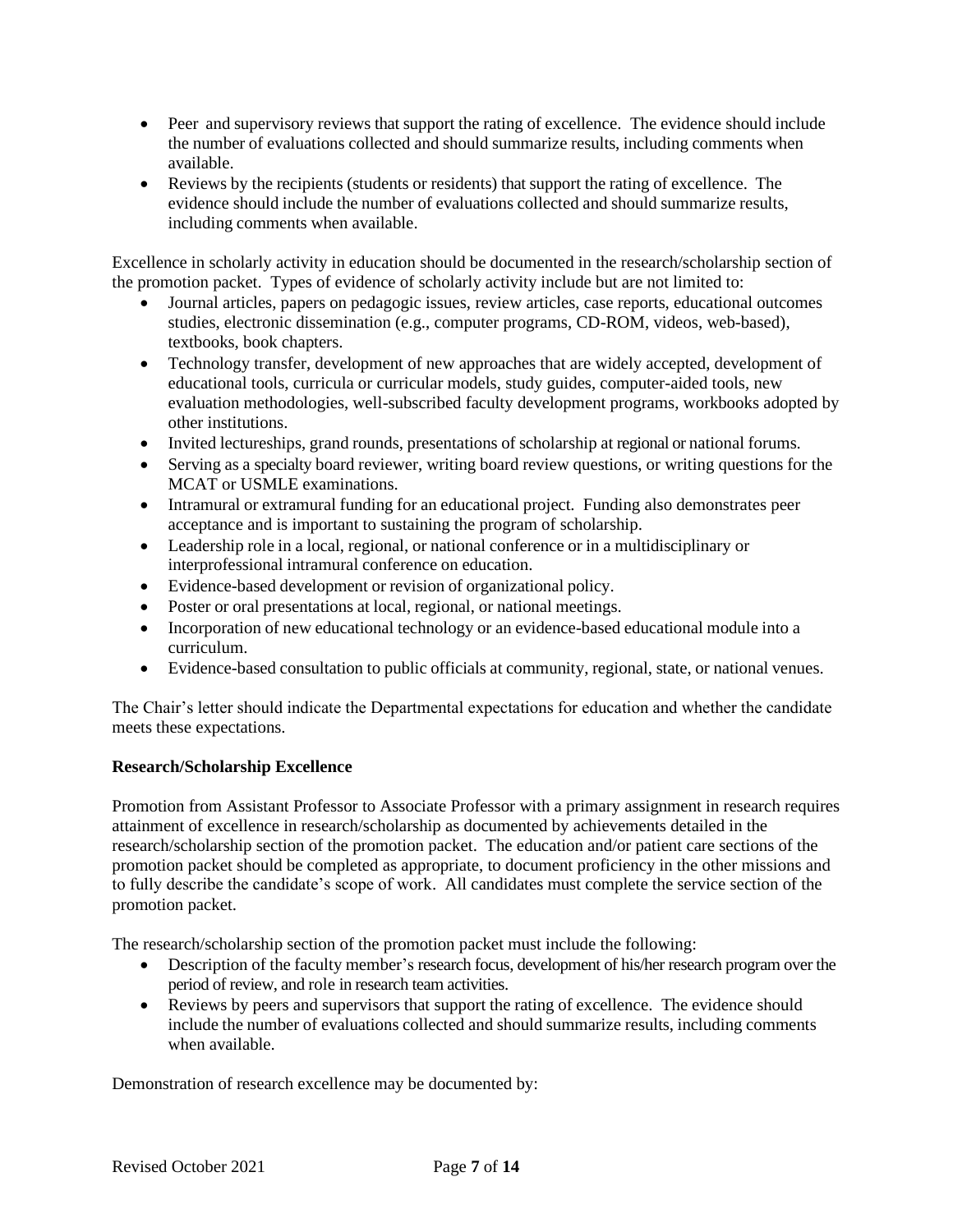- Peer and supervisory reviews that support the rating of excellence. The evidence should include the number of evaluations collected and should summarize results, including comments when available.
- Reviews by the recipients (students or residents) that support the rating of excellence. The evidence should include the number of evaluations collected and should summarize results, including comments when available.

Excellence in scholarly activity in education should be documented in the research/scholarship section of the promotion packet. Types of evidence of scholarly activity include but are not limited to:

- Journal articles, papers on pedagogic issues, review articles, case reports, educational outcomes studies, electronic dissemination (e.g., computer programs, CD-ROM, videos, web-based), textbooks, book chapters.
- Technology transfer, development of new approaches that are widely accepted, development of educational tools, curricula or curricular models, study guides, computer-aided tools, new evaluation methodologies, well-subscribed faculty development programs, workbooks adopted by other institutions.
- Invited lectureships, grand rounds, presentations of scholarship at regional or national forums.
- Serving as a specialty board reviewer, writing board review questions, or writing questions for the MCAT or USMLE examinations.
- Intramural or extramural funding for an educational project. Funding also demonstrates peer acceptance and is important to sustaining the program of scholarship.
- Leadership role in a local, regional, or national conference or in a multidisciplinary or interprofessional intramural conference on education.
- Evidence-based development or revision of organizational policy.
- Poster or oral presentations at local, regional, or national meetings.
- Incorporation of new educational technology or an evidence-based educational module into a curriculum.
- Evidence-based consultation to public officials at community, regional, state, or national venues.

The Chair's letter should indicate the Departmental expectations for education and whether the candidate meets these expectations.

**Research/Scholarship Excellence**

Promotion from Assistant Professor to Associate Professor with a primary assignment in research requires attainment of excellence in research/scholarship as documented by achievements detailed in the research/scholarship section of the promotion packet. The education and/or patient care sections of the promotion packet should be completed as appropriate, to document proficiency in the other missions and to fully describe the candidate's scope of work. All candidates must complete the service section of the promotion packet.

The research/scholarship section of the promotion packet must include the following:

- Description of the faculty member's research focus, development of his/her research program over the period of review, and role in research team activities.
- Reviews by peers and supervisors that support the rating of excellence. The evidence should include the number of evaluations collected and should summarize results, including comments when available.

Demonstration of research excellence may be documented by: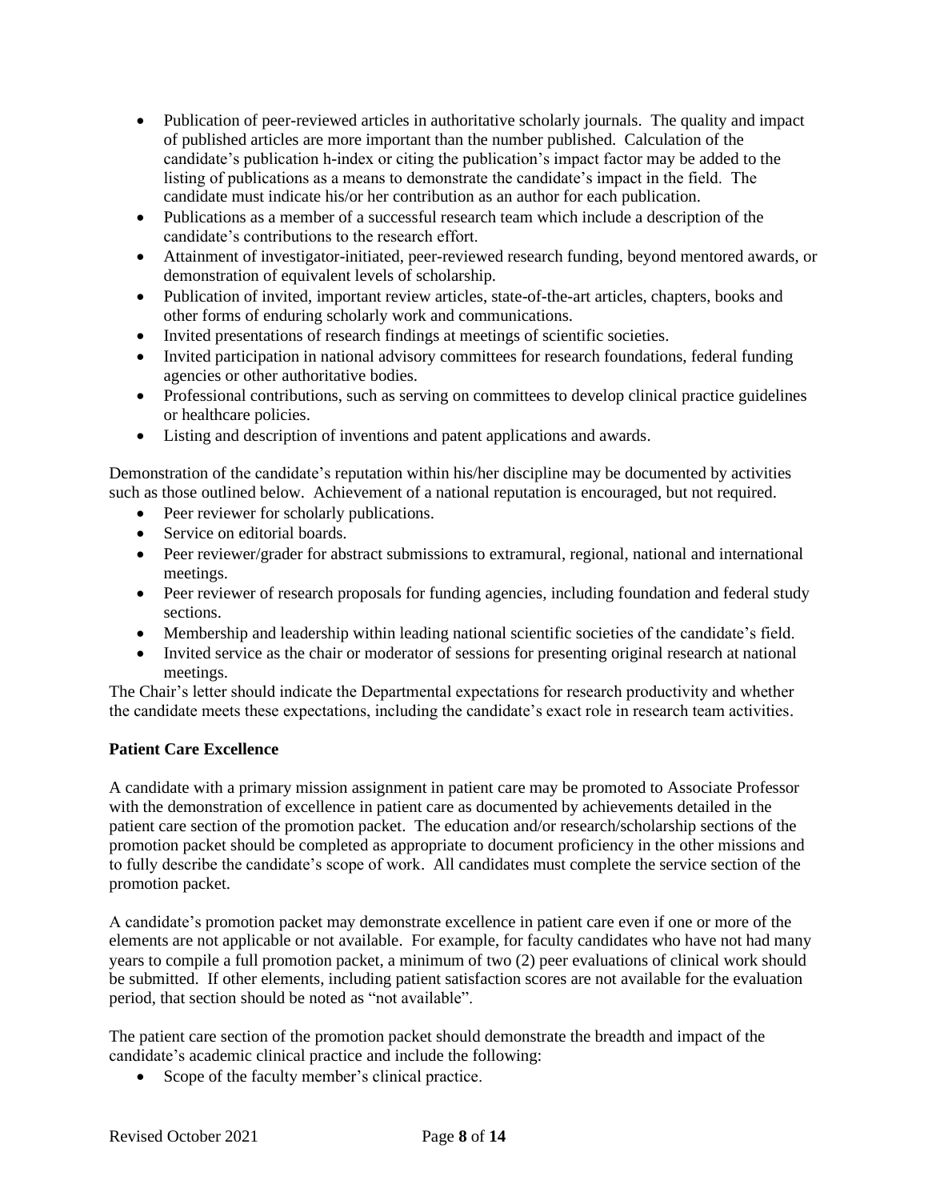- Publication of peer-reviewed articles in authoritative scholarly journals. The quality and impact of published articles are more important than the number published. Calculation of the candidate's publication h-index or citing the publication's impact factor may be added to the listing of publications as a means to demonstrate the candidate's impact in the field. The candidate must indicate his/or her contribution as an author for each publication.
- Publications as a member of a successful research team which include a description of the candidate's contributions to the research effort.
- Attainment of investigator-initiated, peer-reviewed research funding, beyond mentored awards, or demonstration of equivalent levels of scholarship.
- Publication of invited, important review articles, state-of-the-art articles, chapters, books and other forms of enduring scholarly work and communications.
- Invited presentations of research findings at meetings of scientific societies.
- Invited participation in national advisory committees for research foundations, federal funding agencies or other authoritative bodies.
- Professional contributions, such as serving on committees to develop clinical practice guidelines or healthcare policies.
- Listing and description of inventions and patent applications and awards.

Demonstration of the candidate's reputation within his/her discipline may be documented by activities such as those outlined below. Achievement of a national reputation is encouraged, but not required.

- Peer reviewer for scholarly publications.
- Service on editorial boards.
- Peer reviewer/grader for abstract submissions to extramural, regional, national and international meetings.
- Peer reviewer of research proposals for funding agencies, including foundation and federal study sections.
- Membership and leadership within leading national scientific societies of the candidate's field.
- Invited service as the chair or moderator of sessions for presenting original research at national meetings.

The Chair's letter should indicate the Departmental expectations for research productivity and whether the candidate meets these expectations, including the candidate's exact role in research team activities.

**Patient Care Excellence**

A candidate with a primary mission assignment in patient care may be promoted to Associate Professor with the demonstration of excellence in patient care as documented by achievements detailed in the patient care section of the promotion packet. The education and/or research/scholarship sections of the promotion packet should be completed as appropriate to document proficiency in the other missions and to fully describe the candidate's scope of work. All candidates must complete the service section of the promotion packet.

A candidate's promotion packet may demonstrate excellence in patient care even if one or more of the elements are not applicable or not available. For example, for faculty candidates who have not had many years to compile a full promotion packet, a minimum of two (2) peer evaluations of clinical work should be submitted. If other elements, including patient satisfaction scores are not available for the evaluation period, that section should be noted as "not available".

The patient care section of the promotion packet should demonstrate the breadth and impact of the candidate's academic clinical practice and include the following:

- Scope of the faculty member's clinical practice.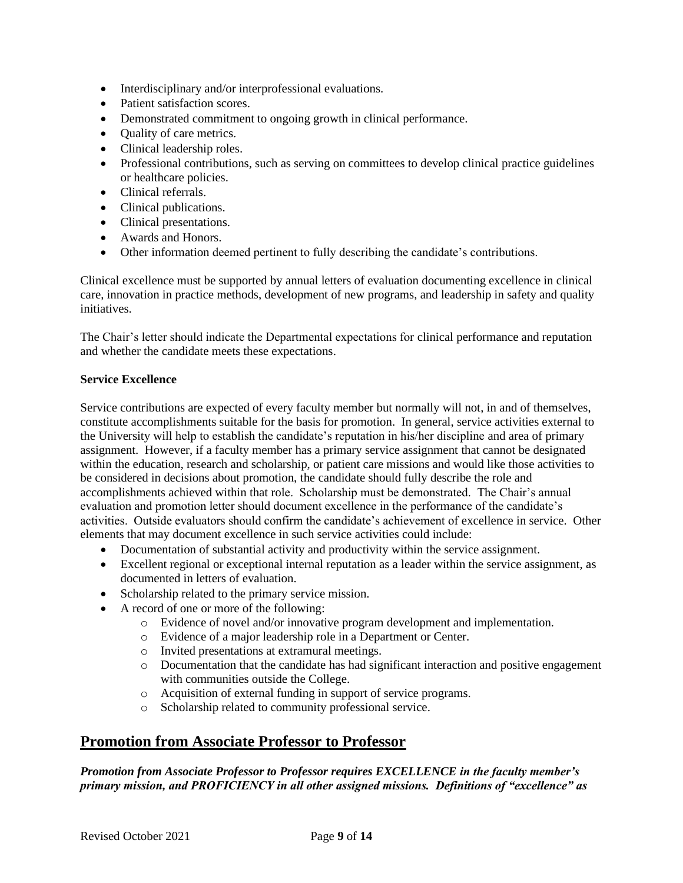- Interdisciplinary and/or interprofessional evaluations.
- Patient satisfaction scores.
- Demonstrated commitment to ongoing growth in clinical performance.
- Quality of care metrics.
- Clinical leadership roles.
- Professional contributions, such as serving on committees to develop clinical practice guidelines or healthcare policies.
- Clinical referrals.
- Clinical publications.
- Clinical presentations.
- Awards and Honors.
- Other information deemed pertinent to fully describing the candidate's contributions.

Clinical excellence must be supported by annual letters of evaluation documenting excellence in clinical care, innovation in practice methods, development of new programs, and leadership in safety and quality initiatives.

The Chair's letter should indicate the Departmental expectations for clinical performance and reputation and whether the candidate meets these expectations.

**Service Excellence**

Service contributions are expected of every faculty member but normally will not, in and of themselves, constitute accomplishments suitable for the basis for promotion. In general, service activities external to the University will help to establish the candidate's reputation in his/her discipline and area of primary assignment. However, if a faculty member has a primary service assignment that cannot be designated within the education, research and scholarship, or patient care missions and would like those activities to be considered in decisions about promotion, the candidate should fully describe the role and accomplishments achieved within that role. Scholarship must be demonstrated. The Chair's annual evaluation and promotion letter should document excellence in the performance of the candidate's activities. Outside evaluators should confirm the candidate's achievement of excellence in service. Other elements that may document excellence in such service activities could include:

- Documentation of substantial activity and productivity within the service assignment.
- Excellent regional or exceptional internal reputation as a leader within the service assignment, as documented in letters of evaluation.
- Scholarship related to the primary service mission.
- A record of one or more of the following:
  - Evidence of novel and/or innovative program development and implementation.
  - Evidence of a major leadership role in a Department or Center.
  - Invited presentations at extramural meetings.
  - Documentation that the candidate has had significant interaction and positive engagement with communities outside the College.
  - Acquisition of external funding in support of service programs.
  - Scholarship related to community professional service.

## Promotion from Associate Professor to Professor

***Promotion from Associate Professor to Professor requires EXCELLENCE in the faculty member's primary mission, and PROFICIENCY in all other assigned missions. Definitions of "excellence" as***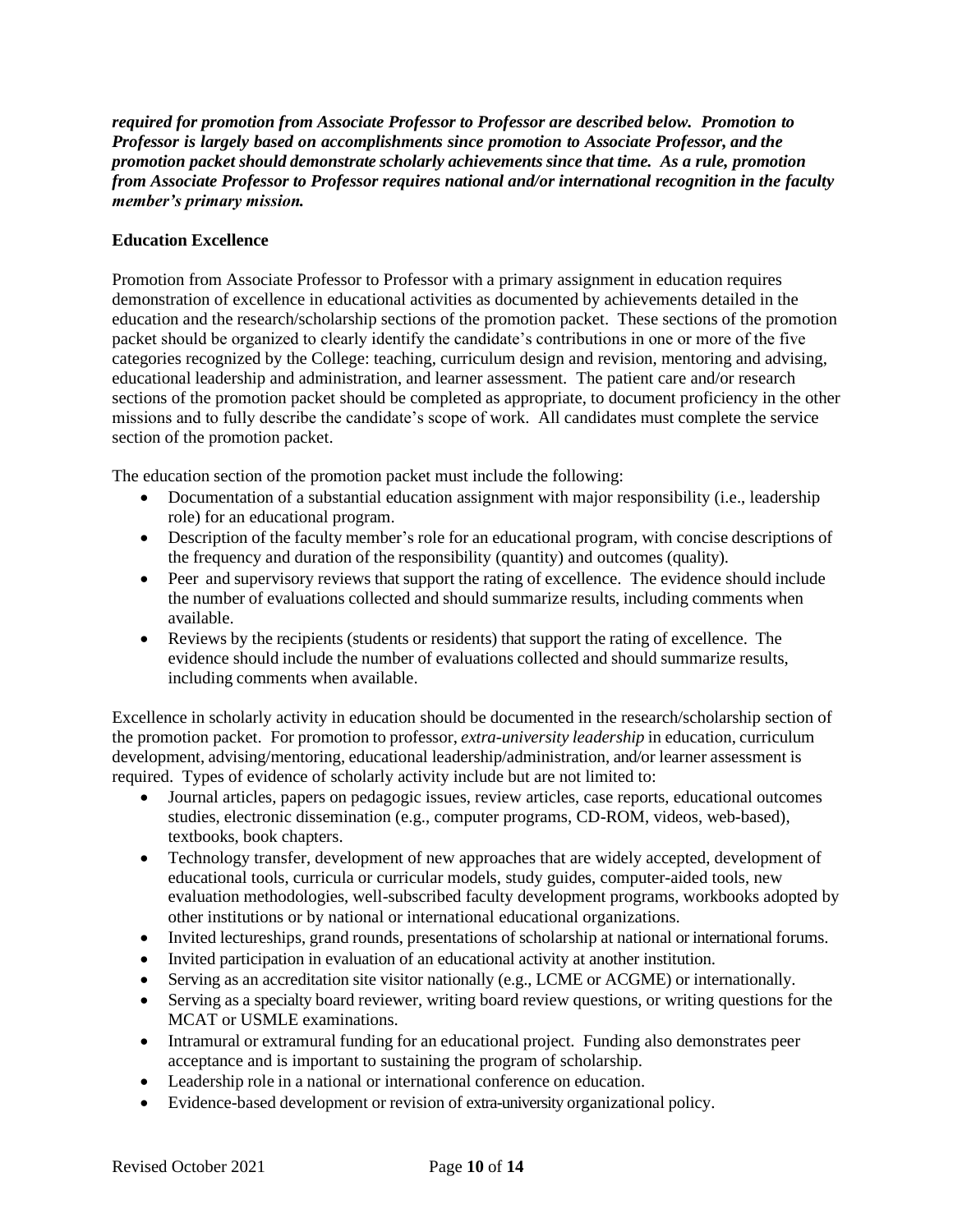***required for promotion from Associate Professor to Professor are described below. Promotion to Professor is largely based on accomplishments since promotion to Associate Professor, and the promotion packet should demonstrate scholarly achievements since that time. As a rule, promotion from Associate Professor to Professor requires national and/or international recognition in the faculty member's primary mission.***

**Education Excellence**

Promotion from Associate Professor to Professor with a primary assignment in education requires demonstration of excellence in educational activities as documented by achievements detailed in the education and the research/scholarship sections of the promotion packet. These sections of the promotion packet should be organized to clearly identify the candidate's contributions in one or more of the five categories recognized by the College: teaching, curriculum design and revision, mentoring and advising, educational leadership and administration, and learner assessment. The patient care and/or research sections of the promotion packet should be completed as appropriate, to document proficiency in the other missions and to fully describe the candidate's scope of work. All candidates must complete the service section of the promotion packet.

The education section of the promotion packet must include the following:

- Documentation of a substantial education assignment with major responsibility (i.e., leadership role) for an educational program.
- Description of the faculty member's role for an educational program, with concise descriptions of the frequency and duration of the responsibility (quantity) and outcomes (quality).
- Peer and supervisory reviews that support the rating of excellence. The evidence should include the number of evaluations collected and should summarize results, including comments when available.
- Reviews by the recipients (students or residents) that support the rating of excellence. The evidence should include the number of evaluations collected and should summarize results, including comments when available.

Excellence in scholarly activity in education should be documented in the research/scholarship section of the promotion packet. For promotion to professor, *extra-university leadership* in education, curriculum development, advising/mentoring, educational leadership/administration, and/or learner assessment is required. Types of evidence of scholarly activity include but are not limited to:

- Journal articles, papers on pedagogic issues, review articles, case reports, educational outcomes studies, electronic dissemination (e.g., computer programs, CD-ROM, videos, web-based), textbooks, book chapters.
- Technology transfer, development of new approaches that are widely accepted, development of educational tools, curricula or curricular models, study guides, computer-aided tools, new evaluation methodologies, well-subscribed faculty development programs, workbooks adopted by other institutions or by national or international educational organizations.
- Invited lectureships, grand rounds, presentations of scholarship at national or international forums.
- Invited participation in evaluation of an educational activity at another institution.
- Serving as an accreditation site visitor nationally (e.g., LCME or ACGME) or internationally.
- Serving as a specialty board reviewer, writing board review questions, or writing questions for the MCAT or USMLE examinations.
- Intramural or extramural funding for an educational project. Funding also demonstrates peer acceptance and is important to sustaining the program of scholarship.
- Leadership role in a national or international conference on education.
- Evidence-based development or revision of extra-university organizational policy.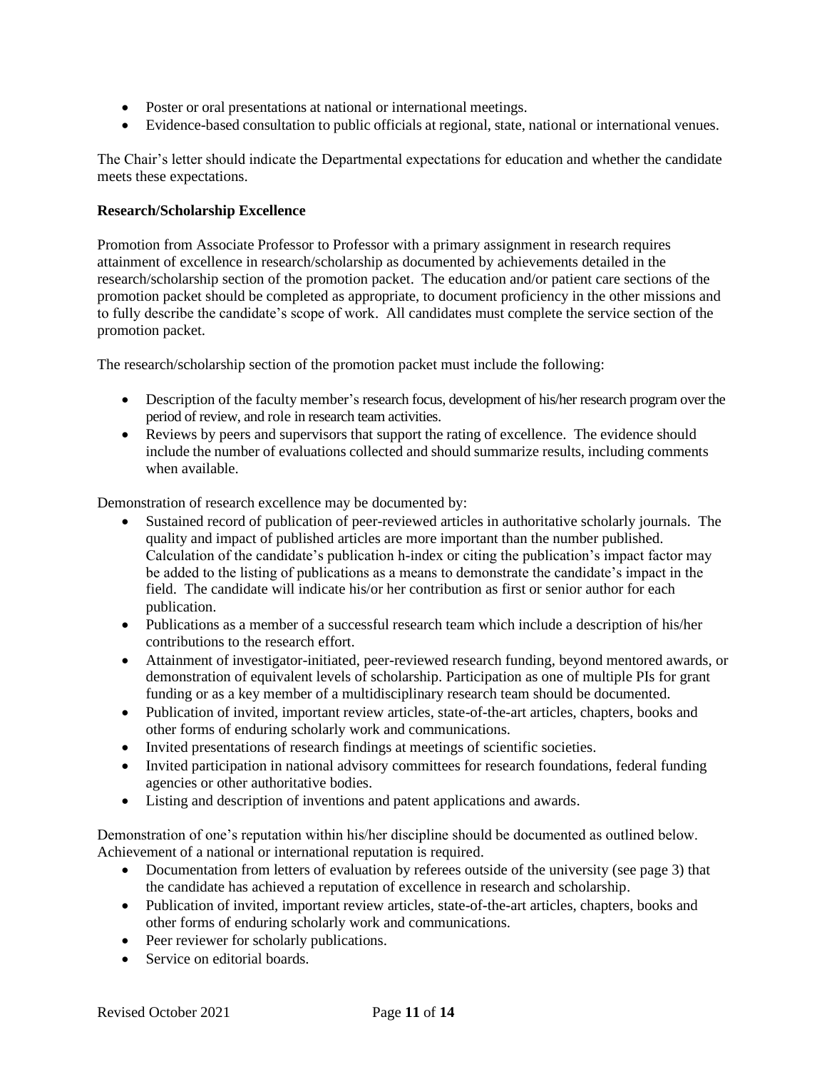- Poster or oral presentations at national or international meetings.
- Evidence-based consultation to public officials at regional, state, national or international venues.

The Chair's letter should indicate the Departmental expectations for education and whether the candidate meets these expectations.

**Research/Scholarship Excellence**

Promotion from Associate Professor to Professor with a primary assignment in research requires attainment of excellence in research/scholarship as documented by achievements detailed in the research/scholarship section of the promotion packet. The education and/or patient care sections of the promotion packet should be completed as appropriate, to document proficiency in the other missions and to fully describe the candidate's scope of work. All candidates must complete the service section of the promotion packet.

The research/scholarship section of the promotion packet must include the following:

- Description of the faculty member's research focus, development of his/her research program over the period of review, and role in research team activities.
- Reviews by peers and supervisors that support the rating of excellence. The evidence should include the number of evaluations collected and should summarize results, including comments when available.

Demonstration of research excellence may be documented by:

- Sustained record of publication of peer-reviewed articles in authoritative scholarly journals. The quality and impact of published articles are more important than the number published. Calculation of the candidate's publication h-index or citing the publication's impact factor may be added to the listing of publications as a means to demonstrate the candidate's impact in the field. The candidate will indicate his/or her contribution as first or senior author for each publication.
- Publications as a member of a successful research team which include a description of his/her contributions to the research effort.
- Attainment of investigator-initiated, peer-reviewed research funding, beyond mentored awards, or demonstration of equivalent levels of scholarship. Participation as one of multiple PIs for grant funding or as a key member of a multidisciplinary research team should be documented.
- Publication of invited, important review articles, state-of-the-art articles, chapters, books and other forms of enduring scholarly work and communications.
- Invited presentations of research findings at meetings of scientific societies.
- Invited participation in national advisory committees for research foundations, federal funding agencies or other authoritative bodies.
- Listing and description of inventions and patent applications and awards.

Demonstration of one's reputation within his/her discipline should be documented as outlined below. Achievement of a national or international reputation is required.

- Documentation from letters of evaluation by referees outside of the university (see page 3) that the candidate has achieved a reputation of excellence in research and scholarship.
- Publication of invited, important review articles, state-of-the-art articles, chapters, books and other forms of enduring scholarly work and communications.
- Peer reviewer for scholarly publications.
- Service on editorial boards.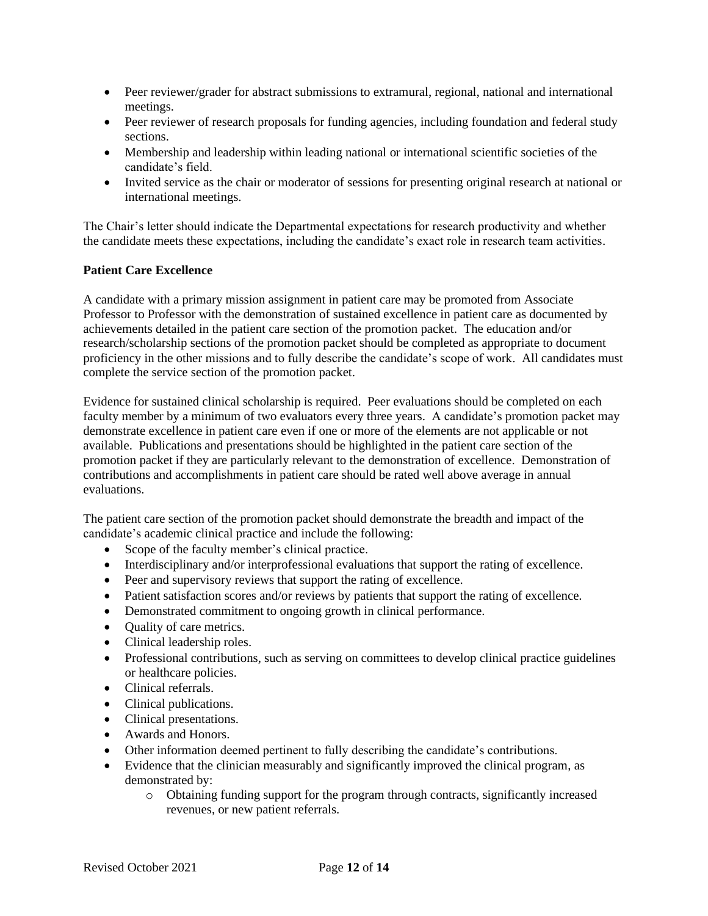- Peer reviewer/grader for abstract submissions to extramural, regional, national and international meetings.
- Peer reviewer of research proposals for funding agencies, including foundation and federal study sections.
- Membership and leadership within leading national or international scientific societies of the candidate's field.
- Invited service as the chair or moderator of sessions for presenting original research at national or international meetings.

The Chair's letter should indicate the Departmental expectations for research productivity and whether the candidate meets these expectations, including the candidate's exact role in research team activities.

**Patient Care Excellence**

A candidate with a primary mission assignment in patient care may be promoted from Associate Professor to Professor with the demonstration of sustained excellence in patient care as documented by achievements detailed in the patient care section of the promotion packet. The education and/or research/scholarship sections of the promotion packet should be completed as appropriate to document proficiency in the other missions and to fully describe the candidate's scope of work. All candidates must complete the service section of the promotion packet.

Evidence for sustained clinical scholarship is required. Peer evaluations should be completed on each faculty member by a minimum of two evaluators every three years. A candidate's promotion packet may demonstrate excellence in patient care even if one or more of the elements are not applicable or not available. Publications and presentations should be highlighted in the patient care section of the promotion packet if they are particularly relevant to the demonstration of excellence. Demonstration of contributions and accomplishments in patient care should be rated well above average in annual evaluations.

The patient care section of the promotion packet should demonstrate the breadth and impact of the candidate's academic clinical practice and include the following:

- Scope of the faculty member's clinical practice.
- Interdisciplinary and/or interprofessional evaluations that support the rating of excellence.
- Peer and supervisory reviews that support the rating of excellence.
- Patient satisfaction scores and/or reviews by patients that support the rating of excellence.
- Demonstrated commitment to ongoing growth in clinical performance.
- Quality of care metrics.
- Clinical leadership roles.
- Professional contributions, such as serving on committees to develop clinical practice guidelines or healthcare policies.
- Clinical referrals.
- Clinical publications.
- Clinical presentations.
- Awards and Honors.
- Other information deemed pertinent to fully describing the candidate's contributions.
- Evidence that the clinician measurably and significantly improved the clinical program, as demonstrated by:
    - Obtaining funding support for the program through contracts, significantly increased revenues, or new patient referrals.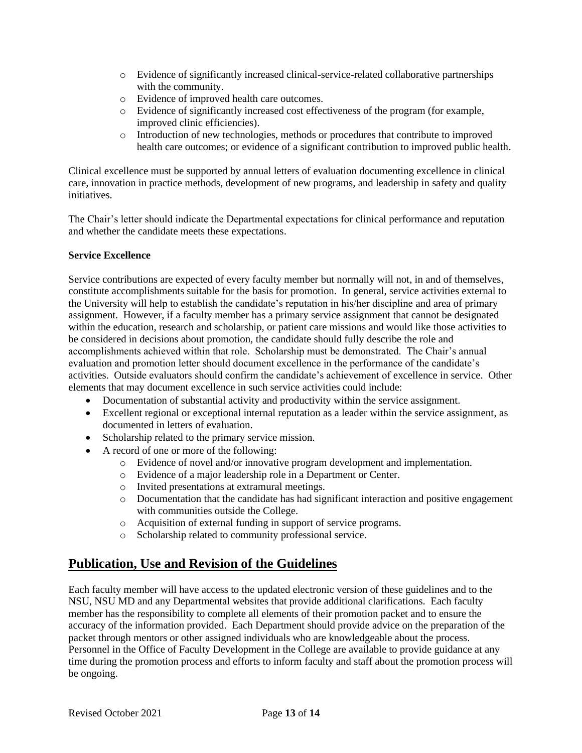- Evidence of significantly increased clinical-service-related collaborative partnerships with the community.
- Evidence of improved health care outcomes.
- Evidence of significantly increased cost effectiveness of the program (for example, improved clinic efficiencies).
- Introduction of new technologies, methods or procedures that contribute to improved health care outcomes; or evidence of a significant contribution to improved public health.

Clinical excellence must be supported by annual letters of evaluation documenting excellence in clinical care, innovation in practice methods, development of new programs, and leadership in safety and quality initiatives.

The Chair's letter should indicate the Departmental expectations for clinical performance and reputation and whether the candidate meets these expectations.

**Service Excellence**

Service contributions are expected of every faculty member but normally will not, in and of themselves, constitute accomplishments suitable for the basis for promotion. In general, service activities external to the University will help to establish the candidate's reputation in his/her discipline and area of primary assignment. However, if a faculty member has a primary service assignment that cannot be designated within the education, research and scholarship, or patient care missions and would like those activities to be considered in decisions about promotion, the candidate should fully describe the role and accomplishments achieved within that role. Scholarship must be demonstrated. The Chair's annual evaluation and promotion letter should document excellence in the performance of the candidate's activities. Outside evaluators should confirm the candidate's achievement of excellence in service. Other elements that may document excellence in such service activities could include:

- Documentation of substantial activity and productivity within the service assignment.
- Excellent regional or exceptional internal reputation as a leader within the service assignment, as documented in letters of evaluation.
- Scholarship related to the primary service mission.
- A record of one or more of the following:
    - Evidence of novel and/or innovative program development and implementation.
    - Evidence of a major leadership role in a Department or Center.
    - Invited presentations at extramural meetings.
    - Documentation that the candidate has had significant interaction and positive engagement with communities outside the College.
    - Acquisition of external funding in support of service programs.
    - Scholarship related to community professional service.

## Publication, Use and Revision of the Guidelines

Each faculty member will have access to the updated electronic version of these guidelines and to the NSU, NSU MD and any Departmental websites that provide additional clarifications. Each faculty member has the responsibility to complete all elements of their promotion packet and to ensure the accuracy of the information provided. Each Department should provide advice on the preparation of the packet through mentors or other assigned individuals who are knowledgeable about the process. Personnel in the Office of Faculty Development in the College are available to provide guidance at any time during the promotion process and efforts to inform faculty and staff about the promotion process will be ongoing.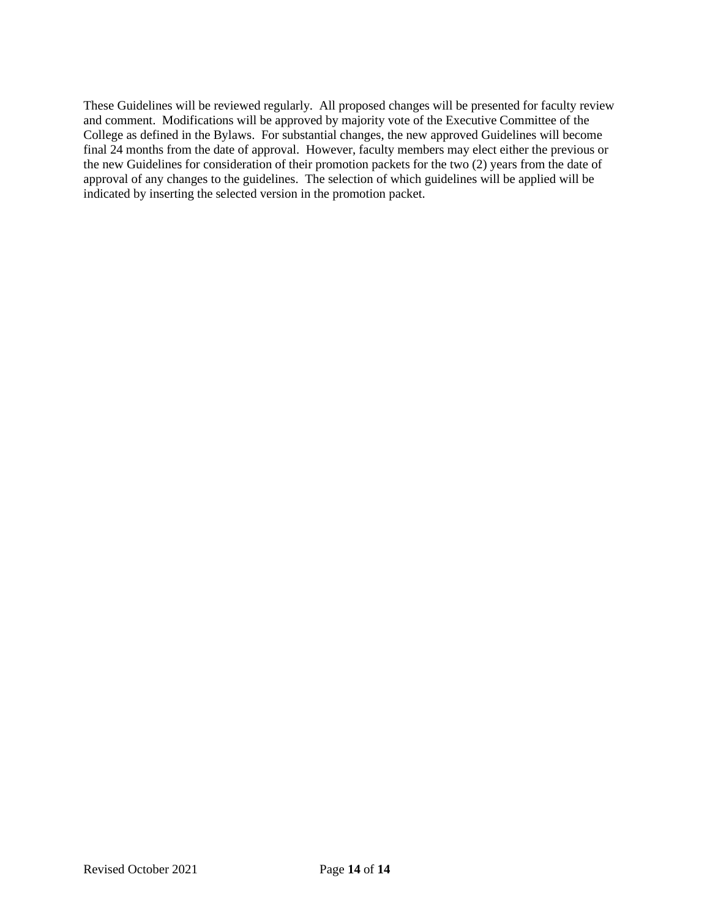These Guidelines will be reviewed regularly. All proposed changes will be presented for faculty review and comment. Modifications will be approved by majority vote of the Executive Committee of the College as defined in the Bylaws. For substantial changes, the new approved Guidelines will become final 24 months from the date of approval. However, faculty members may elect either the previous or the new Guidelines for consideration of their promotion packets for the two (2) years from the date of approval of any changes to the guidelines. The selection of which guidelines will be applied will be indicated by inserting the selected version in the promotion packet.